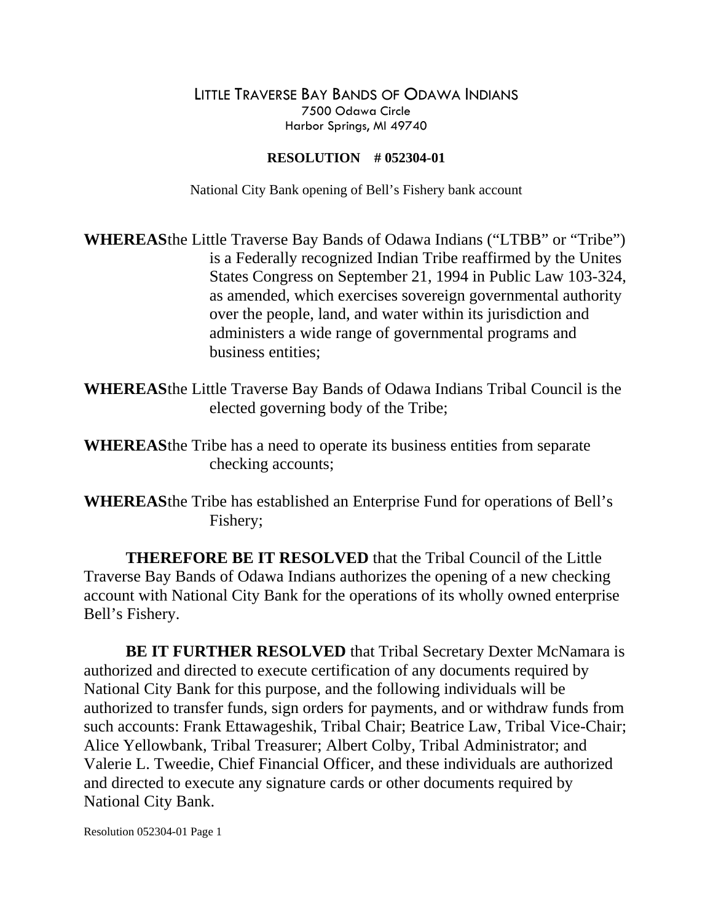# LITTLE TRAVERSE BAY BANDS OF ODAWA INDIANS

7500 Odawa Circle
Harbor Springs, MI 49740

**RESOLUTION # 052304-01**

National City Bank opening of Bell's Fishery bank account

**WHEREAS** the Little Traverse Bay Bands of Odawa Indians ("LTBB" or "Tribe") is a Federally recognized Indian Tribe reaffirmed by the Unites States Congress on September 21, 1994 in Public Law 103-324, as amended, which exercises sovereign governmental authority over the people, land, and water within its jurisdiction and administers a wide range of governmental programs and business entities;

**WHEREAS** the Little Traverse Bay Bands of Odawa Indians Tribal Council is the elected governing body of the Tribe;

**WHEREAS** the Tribe has a need to operate its business entities from separate checking accounts;

**WHEREAS** the Tribe has established an Enterprise Fund for operations of Bell's Fishery;

**THEREFORE BE IT RESOLVED** that the Tribal Council of the Little Traverse Bay Bands of Odawa Indians authorizes the opening of a new checking account with National City Bank for the operations of its wholly owned enterprise Bell's Fishery.

**BE IT FURTHER RESOLVED** that Tribal Secretary Dexter McNamara is authorized and directed to execute certification of any documents required by National City Bank for this purpose, and the following individuals will be authorized to transfer funds, sign orders for payments, and or withdraw funds from such accounts: Frank Ettawageshik, Tribal Chair; Beatrice Law, Tribal Vice-Chair; Alice Yellowbank, Tribal Treasurer; Albert Colby, Tribal Administrator; and Valerie L. Tweedie, Chief Financial Officer, and these individuals are authorized and directed to execute any signature cards or other documents required by National City Bank.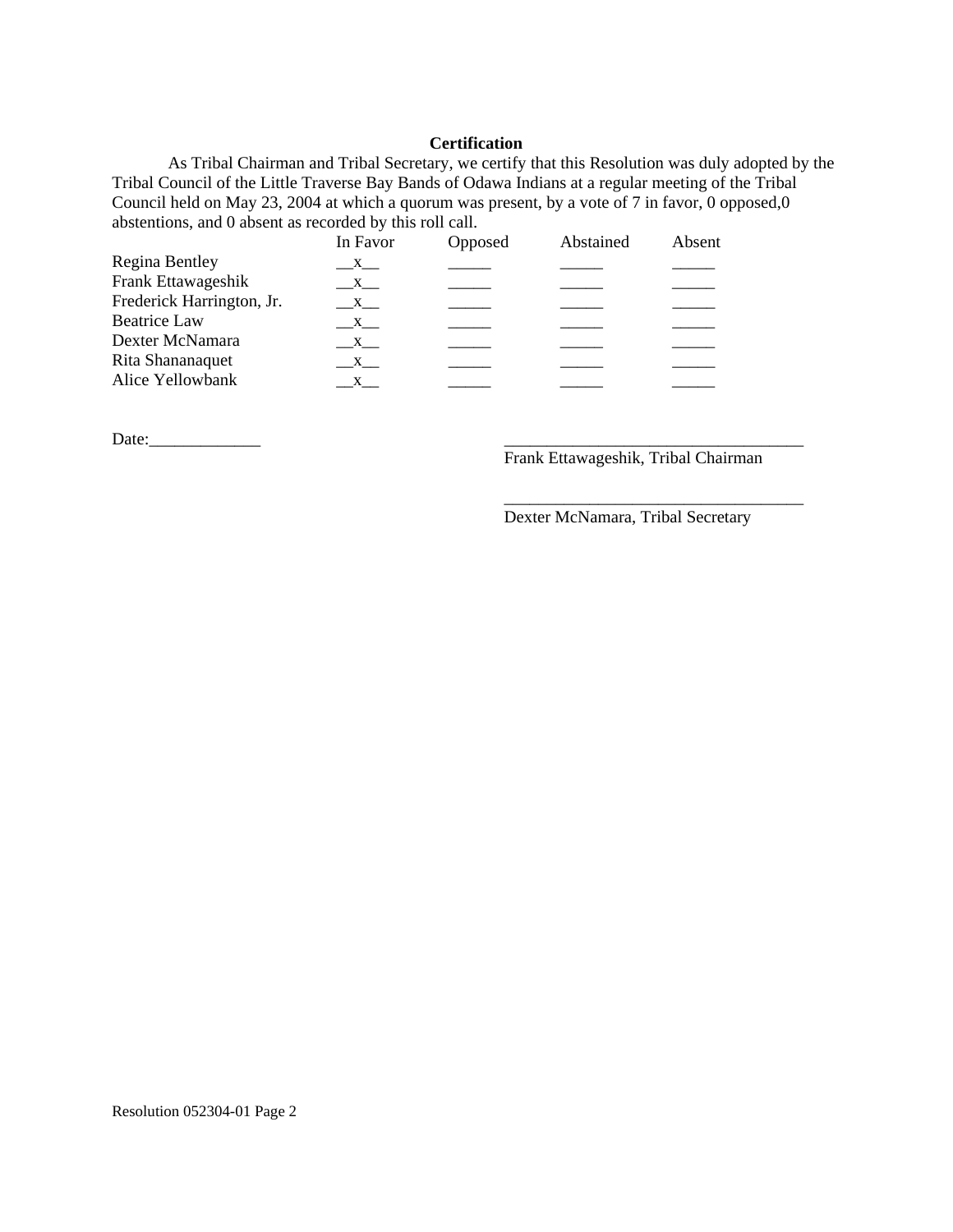**Certification**

As Tribal Chairman and Tribal Secretary, we certify that this Resolution was duly adopted by the Tribal Council of the Little Traverse Bay Bands of Odawa Indians at a regular meeting of the Tribal Council held on May 23, 2004 at which a quorum was present, by a vote of 7 in favor, 0 opposed,0 abstentions, and 0 absent as recorded by this roll call.

| | In Favor | Opposed | Abstained | Absent |
|---|---|---|---|---|
| Regina Bentley | x | | | |
| Frank Ettawageshik | x | | | |
| Frederick Harrington, Jr. | x | | | |
| Beatrice Law | x | | | |
| Dexter McNamara | x | | | |
| Rita Shananaquet | x | | | |
| Alice Yellowbank | x | | | |

Date:_____________

___________________________________
Frank Ettawageshik, Tribal Chairman

___________________________________
Dexter McNamara, Tribal Secretary

Resolution 052304-01 Page 2